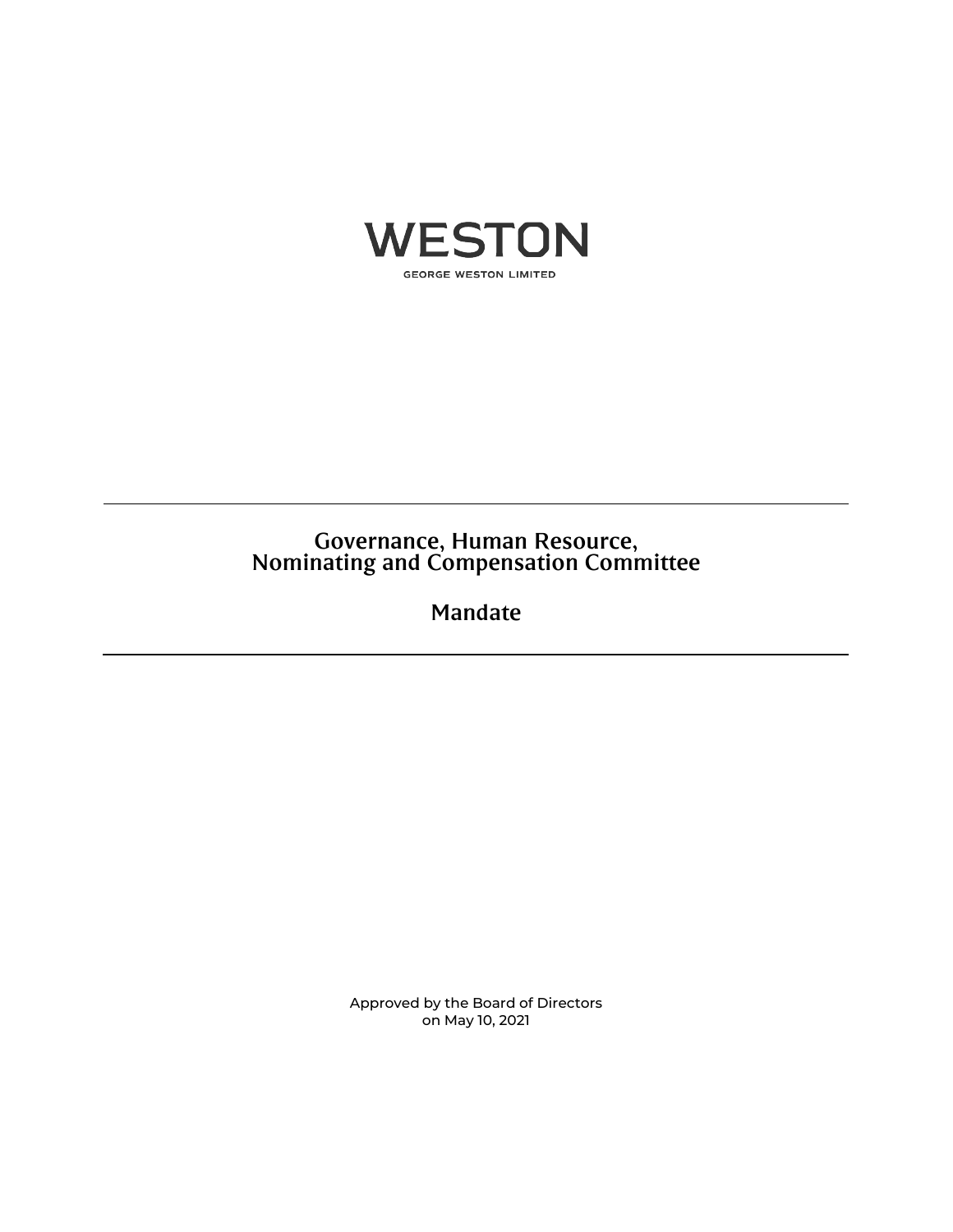WESTON

GEORGE WESTON LIMITED

# Governance, Human Resource, Nominating and Compensation Committee

# Mandate

Approved by the Board of Directors
on May 10, 2021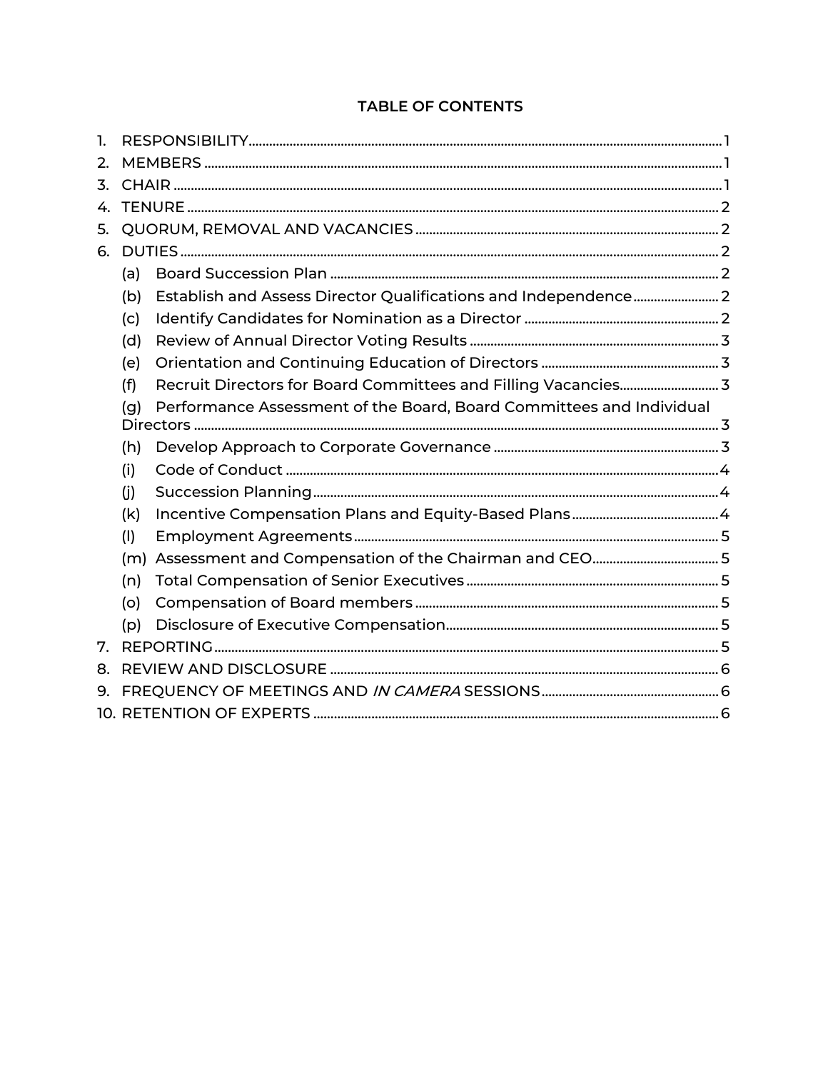## TABLE OF CONTENTS

1. RESPONSIBILITY ..... 1
2. MEMBERS ..... 1
3. CHAIR ..... 1
4. TENURE ..... 2
5. QUORUM, REMOVAL AND VACANCIES ..... 2
6. DUTIES ..... 2
   - (a) Board Succession Plan ..... 2
   - (b) Establish and Assess Director Qualifications and Independence ..... 2
   - (c) Identify Candidates for Nomination as a Director ..... 2
   - (d) Review of Annual Director Voting Results ..... 3
   - (e) Orientation and Continuing Education of Directors ..... 3
   - (f) Recruit Directors for Board Committees and Filling Vacancies ..... 3
   - (g) Performance Assessment of the Board, Board Committees and Individual Directors ..... 3
   - (h) Develop Approach to Corporate Governance ..... 3
   - (i) Code of Conduct ..... 4
   - (j) Succession Planning ..... 4
   - (k) Incentive Compensation Plans and Equity-Based Plans ..... 4
   - (l) Employment Agreements ..... 5
   - (m) Assessment and Compensation of the Chairman and CEO ..... 5
   - (n) Total Compensation of Senior Executives ..... 5
   - (o) Compensation of Board members ..... 5
   - (p) Disclosure of Executive Compensation ..... 5
7. REPORTING ..... 5
8. REVIEW AND DISCLOSURE ..... 6
9. FREQUENCY OF MEETINGS AND *IN CAMERA* SESSIONS ..... 6
10. RETENTION OF EXPERTS ..... 6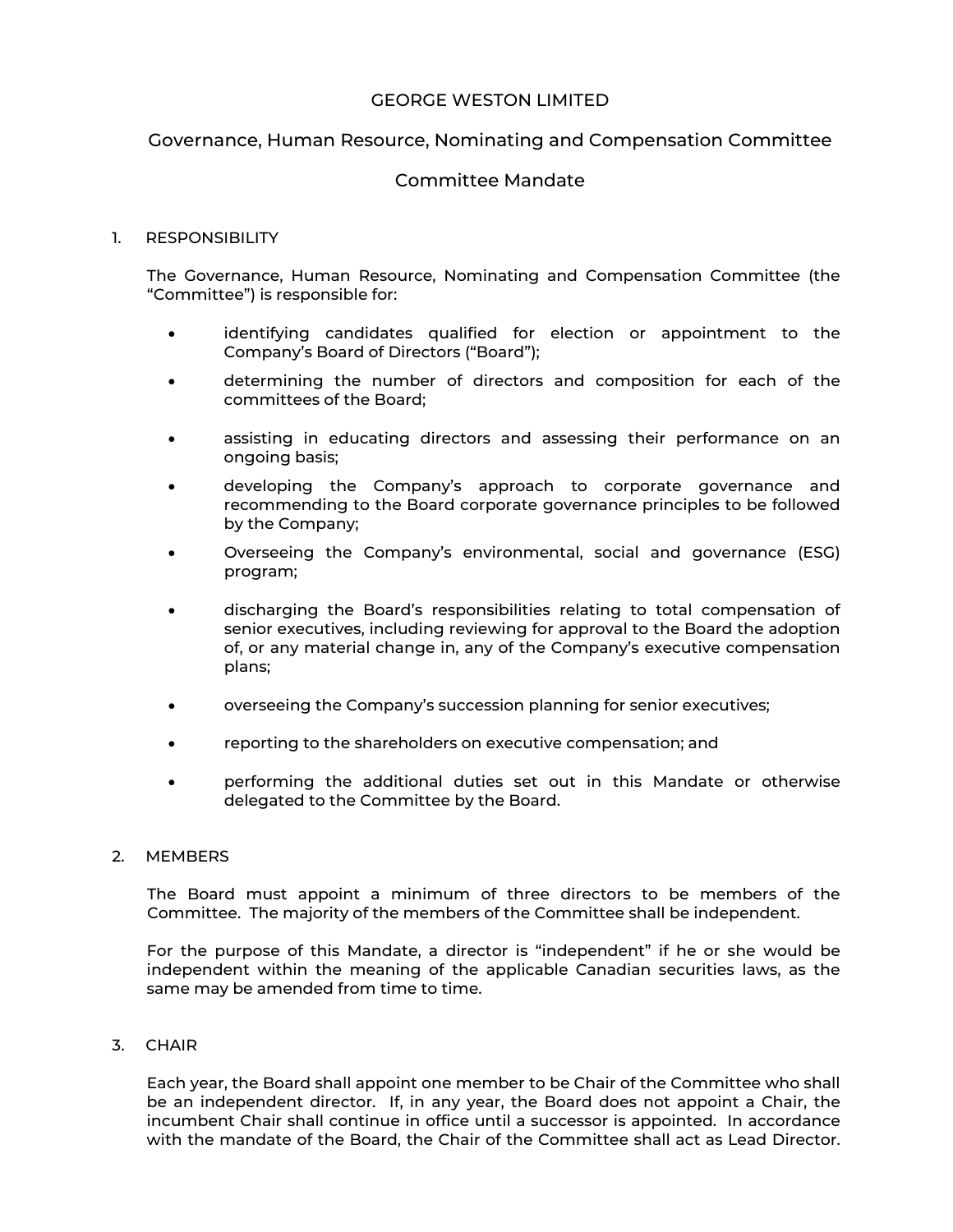GEORGE WESTON LIMITED

Governance, Human Resource, Nominating and Compensation Committee

Committee Mandate

1. RESPONSIBILITY

   The Governance, Human Resource, Nominating and Compensation Committee (the "Committee") is responsible for:

   - identifying candidates qualified for election or appointment to the Company's Board of Directors ("Board");
   - determining the number of directors and composition for each of the committees of the Board;
   - assisting in educating directors and assessing their performance on an ongoing basis;
   - developing the Company's approach to corporate governance and recommending to the Board corporate governance principles to be followed by the Company;
   - Overseeing the Company's environmental, social and governance (ESG) program;
   - discharging the Board's responsibilities relating to total compensation of senior executives, including reviewing for approval to the Board the adoption of, or any material change in, any of the Company's executive compensation plans;
   - overseeing the Company's succession planning for senior executives;
   - reporting to the shareholders on executive compensation; and
   - performing the additional duties set out in this Mandate or otherwise delegated to the Committee by the Board.

2. MEMBERS

   The Board must appoint a minimum of three directors to be members of the Committee. The majority of the members of the Committee shall be independent.

   For the purpose of this Mandate, a director is "independent" if he or she would be independent within the meaning of the applicable Canadian securities laws, as the same may be amended from time to time.

3. CHAIR

   Each year, the Board shall appoint one member to be Chair of the Committee who shall be an independent director. If, in any year, the Board does not appoint a Chair, the incumbent Chair shall continue in office until a successor is appointed. In accordance with the mandate of the Board, the Chair of the Committee shall act as Lead Director.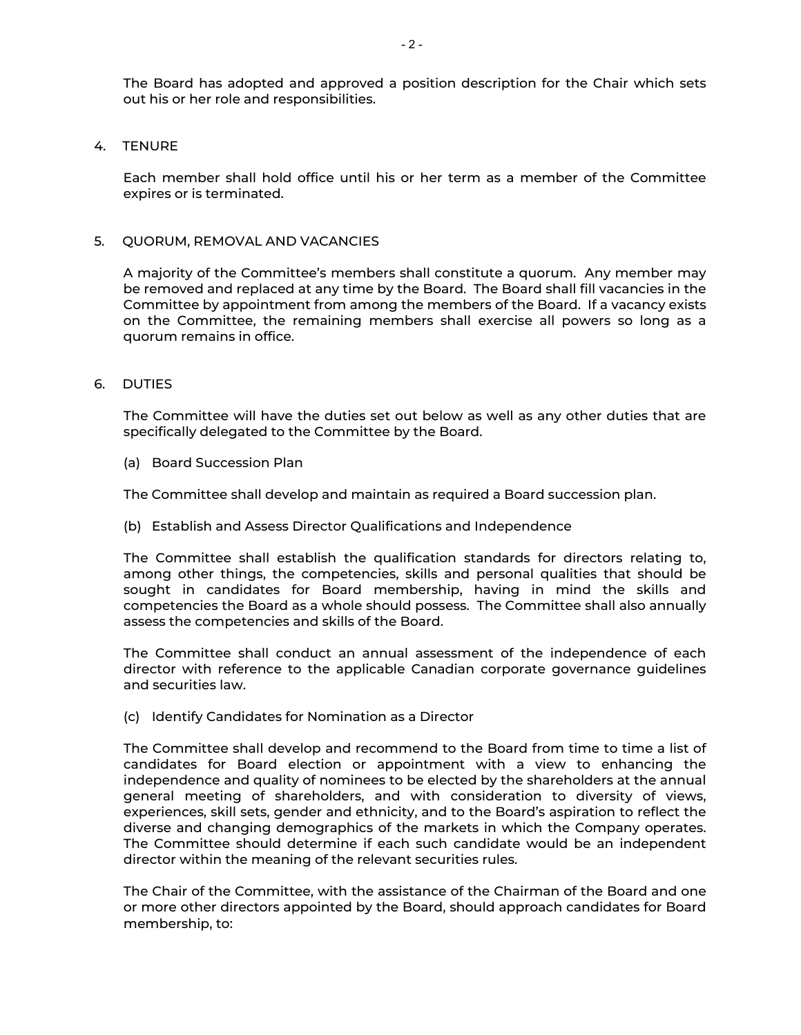The Board has adopted and approved a position description for the Chair which sets out his or her role and responsibilities.

## 4. TENURE

Each member shall hold office until his or her term as a member of the Committee expires or is terminated.

## 5. QUORUM, REMOVAL AND VACANCIES

A majority of the Committee's members shall constitute a quorum. Any member may be removed and replaced at any time by the Board. The Board shall fill vacancies in the Committee by appointment from among the members of the Board. If a vacancy exists on the Committee, the remaining members shall exercise all powers so long as a quorum remains in office.

## 6. DUTIES

The Committee will have the duties set out below as well as any other duties that are specifically delegated to the Committee by the Board.

### (a) Board Succession Plan

The Committee shall develop and maintain as required a Board succession plan.

### (b) Establish and Assess Director Qualifications and Independence

The Committee shall establish the qualification standards for directors relating to, among other things, the competencies, skills and personal qualities that should be sought in candidates for Board membership, having in mind the skills and competencies the Board as a whole should possess. The Committee shall also annually assess the competencies and skills of the Board.

The Committee shall conduct an annual assessment of the independence of each director with reference to the applicable Canadian corporate governance guidelines and securities law.

### (c) Identify Candidates for Nomination as a Director

The Committee shall develop and recommend to the Board from time to time a list of candidates for Board election or appointment with a view to enhancing the independence and quality of nominees to be elected by the shareholders at the annual general meeting of shareholders, and with consideration to diversity of views, experiences, skill sets, gender and ethnicity, and to the Board's aspiration to reflect the diverse and changing demographics of the markets in which the Company operates. The Committee should determine if each such candidate would be an independent director within the meaning of the relevant securities rules.

The Chair of the Committee, with the assistance of the Chairman of the Board and one or more other directors appointed by the Board, should approach candidates for Board membership, to: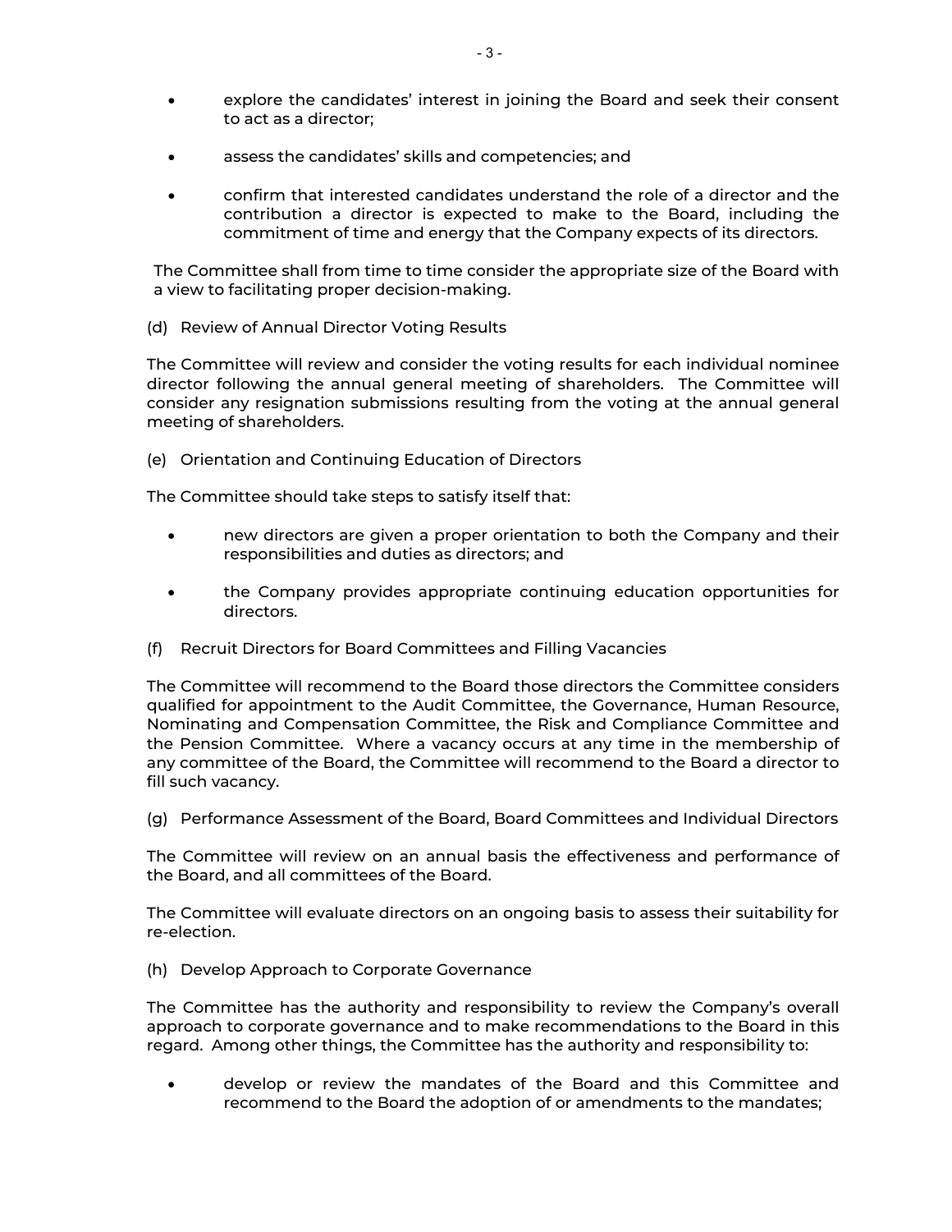- explore the candidates' interest in joining the Board and seek their consent to act as a director;
- assess the candidates' skills and competencies; and
- confirm that interested candidates understand the role of a director and the contribution a director is expected to make to the Board, including the commitment of time and energy that the Company expects of its directors.

The Committee shall from time to time consider the appropriate size of the Board with a view to facilitating proper decision-making.

(d) Review of Annual Director Voting Results

The Committee will review and consider the voting results for each individual nominee director following the annual general meeting of shareholders. The Committee will consider any resignation submissions resulting from the voting at the annual general meeting of shareholders.

(e) Orientation and Continuing Education of Directors

The Committee should take steps to satisfy itself that:

- new directors are given a proper orientation to both the Company and their responsibilities and duties as directors; and
- the Company provides appropriate continuing education opportunities for directors.

(f) Recruit Directors for Board Committees and Filling Vacancies

The Committee will recommend to the Board those directors the Committee considers qualified for appointment to the Audit Committee, the Governance, Human Resource, Nominating and Compensation Committee, the Risk and Compliance Committee and the Pension Committee. Where a vacancy occurs at any time in the membership of any committee of the Board, the Committee will recommend to the Board a director to fill such vacancy.

(g) Performance Assessment of the Board, Board Committees and Individual Directors

The Committee will review on an annual basis the effectiveness and performance of the Board, and all committees of the Board.

The Committee will evaluate directors on an ongoing basis to assess their suitability for re-election.

(h) Develop Approach to Corporate Governance

The Committee has the authority and responsibility to review the Company's overall approach to corporate governance and to make recommendations to the Board in this regard. Among other things, the Committee has the authority and responsibility to:

- develop or review the mandates of the Board and this Committee and recommend to the Board the adoption of or amendments to the mandates;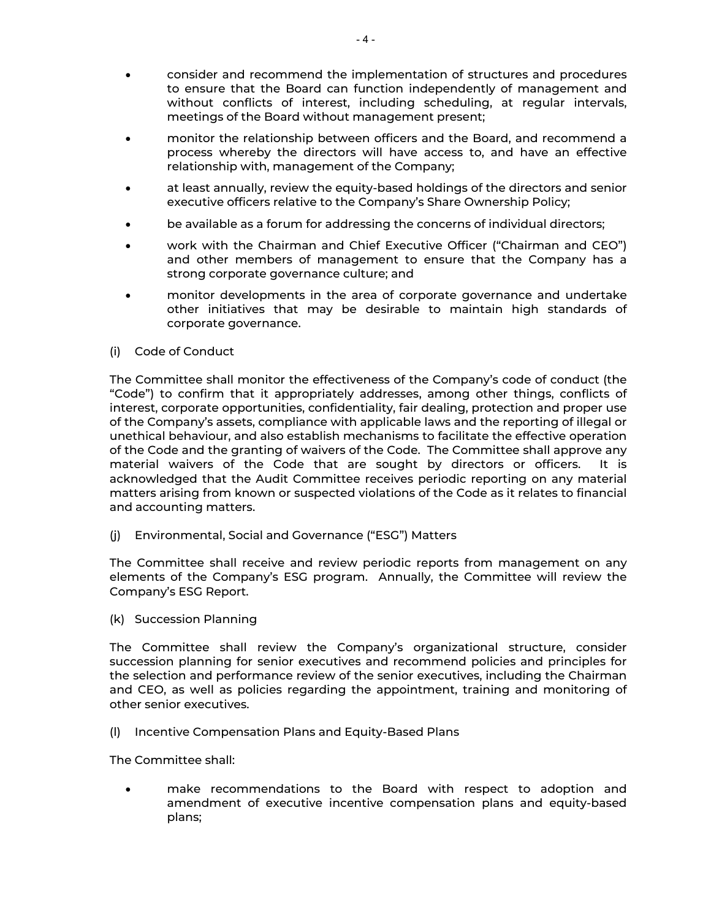- consider and recommend the implementation of structures and procedures to ensure that the Board can function independently of management and without conflicts of interest, including scheduling, at regular intervals, meetings of the Board without management present;
- monitor the relationship between officers and the Board, and recommend a process whereby the directors will have access to, and have an effective relationship with, management of the Company;
- at least annually, review the equity-based holdings of the directors and senior executive officers relative to the Company's Share Ownership Policy;
- be available as a forum for addressing the concerns of individual directors;
- work with the Chairman and Chief Executive Officer ("Chairman and CEO") and other members of management to ensure that the Company has a strong corporate governance culture; and
- monitor developments in the area of corporate governance and undertake other initiatives that may be desirable to maintain high standards of corporate governance.

(i) Code of Conduct

The Committee shall monitor the effectiveness of the Company's code of conduct (the "Code") to confirm that it appropriately addresses, among other things, conflicts of interest, corporate opportunities, confidentiality, fair dealing, protection and proper use of the Company's assets, compliance with applicable laws and the reporting of illegal or unethical behaviour, and also establish mechanisms to facilitate the effective operation of the Code and the granting of waivers of the Code. The Committee shall approve any material waivers of the Code that are sought by directors or officers. It is acknowledged that the Audit Committee receives periodic reporting on any material matters arising from known or suspected violations of the Code as it relates to financial and accounting matters.

(j) Environmental, Social and Governance ("ESG") Matters

The Committee shall receive and review periodic reports from management on any elements of the Company's ESG program. Annually, the Committee will review the Company's ESG Report.

(k) Succession Planning

The Committee shall review the Company's organizational structure, consider succession planning for senior executives and recommend policies and principles for the selection and performance review of the senior executives, including the Chairman and CEO, as well as policies regarding the appointment, training and monitoring of other senior executives.

(l) Incentive Compensation Plans and Equity-Based Plans

The Committee shall:

- make recommendations to the Board with respect to adoption and amendment of executive incentive compensation plans and equity-based plans;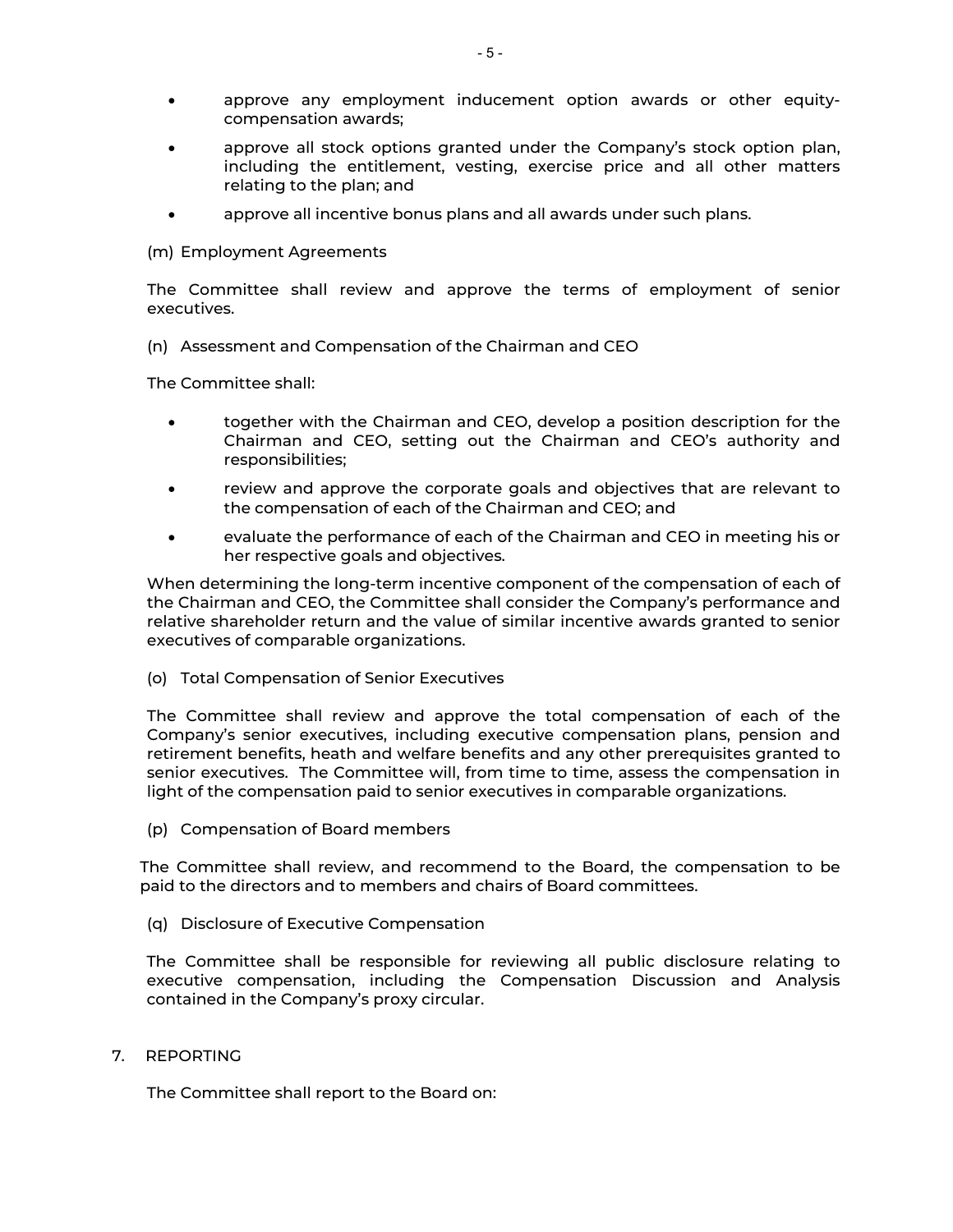- approve any employment inducement option awards or other equity-compensation awards;
- approve all stock options granted under the Company's stock option plan, including the entitlement, vesting, exercise price and all other matters relating to the plan; and
- approve all incentive bonus plans and all awards under such plans.

(m) Employment Agreements

The Committee shall review and approve the terms of employment of senior executives.

(n) Assessment and Compensation of the Chairman and CEO

The Committee shall:

- together with the Chairman and CEO, develop a position description for the Chairman and CEO, setting out the Chairman and CEO's authority and responsibilities;
- review and approve the corporate goals and objectives that are relevant to the compensation of each of the Chairman and CEO; and
- evaluate the performance of each of the Chairman and CEO in meeting his or her respective goals and objectives.

When determining the long-term incentive component of the compensation of each of the Chairman and CEO, the Committee shall consider the Company's performance and relative shareholder return and the value of similar incentive awards granted to senior executives of comparable organizations.

(o) Total Compensation of Senior Executives

The Committee shall review and approve the total compensation of each of the Company's senior executives, including executive compensation plans, pension and retirement benefits, heath and welfare benefits and any other prerequisites granted to senior executives. The Committee will, from time to time, assess the compensation in light of the compensation paid to senior executives in comparable organizations.

(p) Compensation of Board members

The Committee shall review, and recommend to the Board, the compensation to be paid to the directors and to members and chairs of Board committees.

(q) Disclosure of Executive Compensation

The Committee shall be responsible for reviewing all public disclosure relating to executive compensation, including the Compensation Discussion and Analysis contained in the Company's proxy circular.

7. REPORTING

The Committee shall report to the Board on: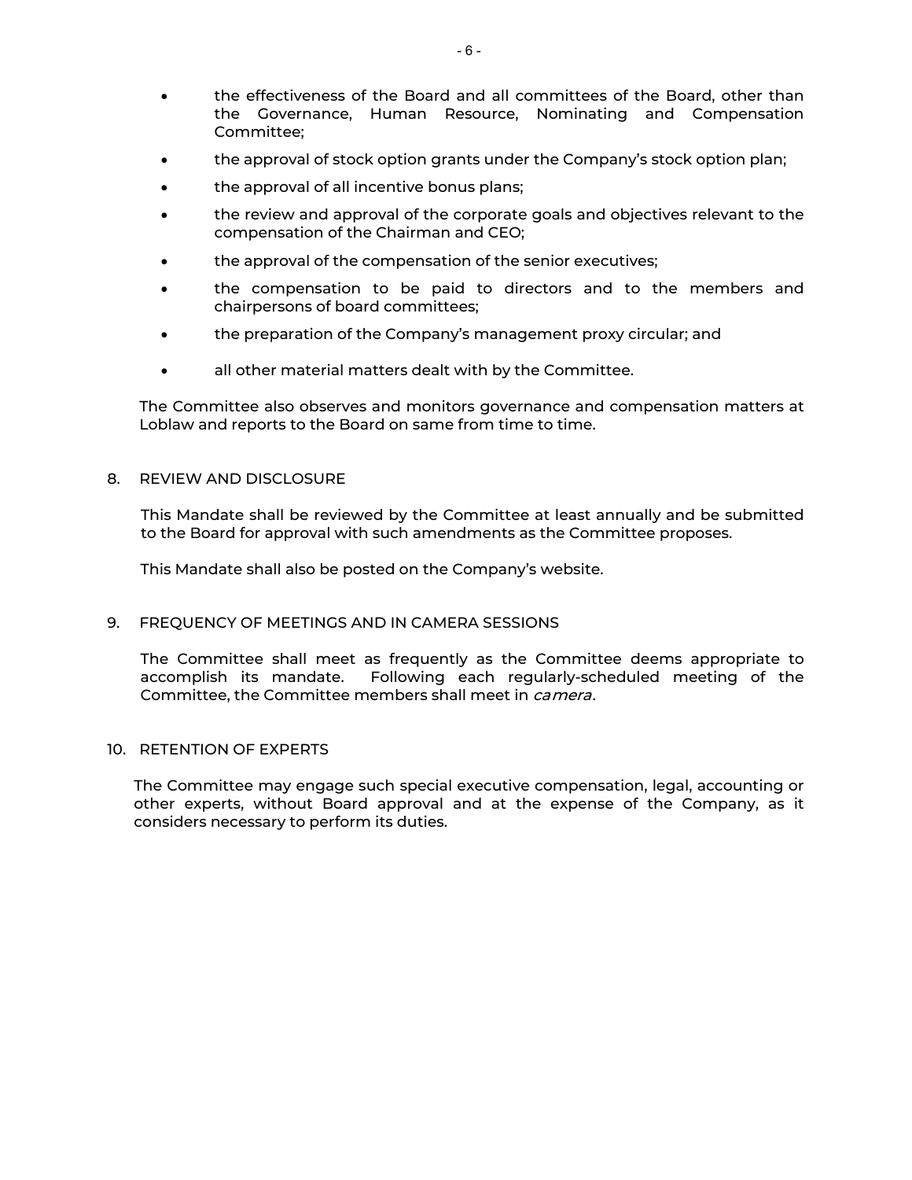- the effectiveness of the Board and all committees of the Board, other than the Governance, Human Resource, Nominating and Compensation Committee;
- the approval of stock option grants under the Company's stock option plan;
- the approval of all incentive bonus plans;
- the review and approval of the corporate goals and objectives relevant to the compensation of the Chairman and CEO;
- the approval of the compensation of the senior executives;
- the compensation to be paid to directors and to the members and chairpersons of board committees;
- the preparation of the Company's management proxy circular; and
- all other material matters dealt with by the Committee.

The Committee also observes and monitors governance and compensation matters at Loblaw and reports to the Board on same from time to time.

## 8. REVIEW AND DISCLOSURE

This Mandate shall be reviewed by the Committee at least annually and be submitted to the Board for approval with such amendments as the Committee proposes.

This Mandate shall also be posted on the Company's website.

## 9. FREQUENCY OF MEETINGS AND IN CAMERA SESSIONS

The Committee shall meet as frequently as the Committee deems appropriate to accomplish its mandate. Following each regularly-scheduled meeting of the Committee, the Committee members shall meet in *camera*.

## 10. RETENTION OF EXPERTS

The Committee may engage such special executive compensation, legal, accounting or other experts, without Board approval and at the expense of the Company, as it considers necessary to perform its duties.